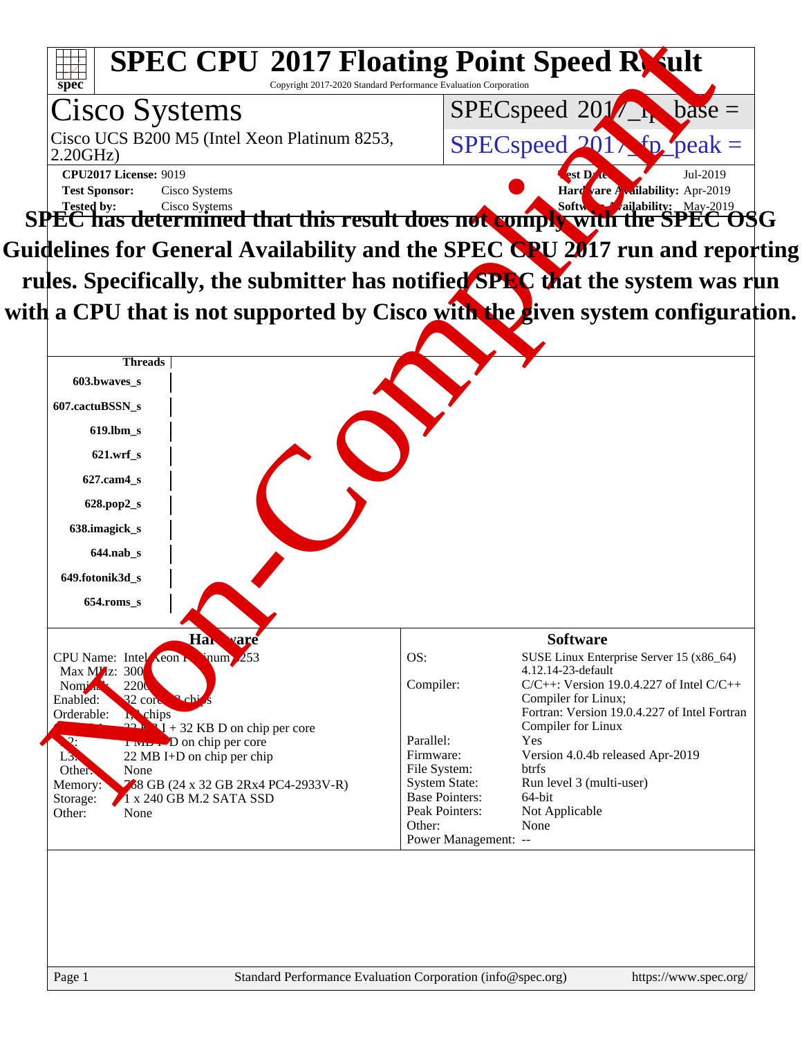# SPEC CPU 2017 Floating Point Speed Result

Copyright 2017-2020 Standard Performance Evaluation Corporation

## Cisco Systems

Cisco UCS B200 M5 (Intel Xeon Platinum 8253, 2.20GHz)

SPECspeed 2017_fp_base =

SPECspeed 2017_fp_peak =

**CPU2017 License:** 9019
**Test Sponsor:** Cisco Systems
**Tested by:** Cisco Systems

**Test Date:** Jul-2019
**Hardware Availability:** Apr-2019
**Software Availability:** May-2019

**SPEC has determined that this result does not comply with the SPEC OSG Guidelines for General Availability and the SPEC CPU 2017 run and reporting rules. Specifically, the submitter has notified SPEC that the system was run with a CPU that is not supported by Cisco with the given system configuration.**

| | Threads |
|---|---|
| 603.bwaves_s | |
| 607.cactuBSSN_s | |
| 619.lbm_s | |
| 621.wrf_s | |
| 627.cam4_s | |
| 628.pop2_s | |
| 638.imagick_s | |
| 644.nab_s | |
| 649.fotonik3d_s | |
| 654.roms_s | |

### Hardware

| | |
|---|---|
| CPU Name: | Intel Xeon Platinum 8253 |
| Max MHz: | 3000 |
| Nominal: | 2200 |
| Enabled: | 32 cores, 2 chips |
| Orderable: | 1,2 chips |
| Cache L1: | 32 KB I + 32 KB D on chip per core |
| L2: | 1 MB I+D on chip per core |
| L3: | 22 MB I+D on chip per chip |
| Other: | None |
| Memory: | 768 GB (24 x 32 GB 2Rx4 PC4-2933V-R) |
| Storage: | 1 x 240 GB M.2 SATA SSD |
| Other: | None |

### Software

| | |
|---|---|
| OS: | SUSE Linux Enterprise Server 15 (x86_64) 4.12.14-23-default |
| Compiler: | C/C++: Version 19.0.4.227 of Intel C/C++ Compiler for Linux; Fortran: Version 19.0.4.227 of Intel Fortran Compiler for Linux |
| Parallel: | Yes |
| Firmware: | Version 4.0.4b released Apr-2019 |
| File System: | btrfs |
| System State: | Run level 3 (multi-user) |
| Base Pointers: | 64-bit |
| Peak Pointers: | Not Applicable |
| Other: | None |
| Power Management: | -- |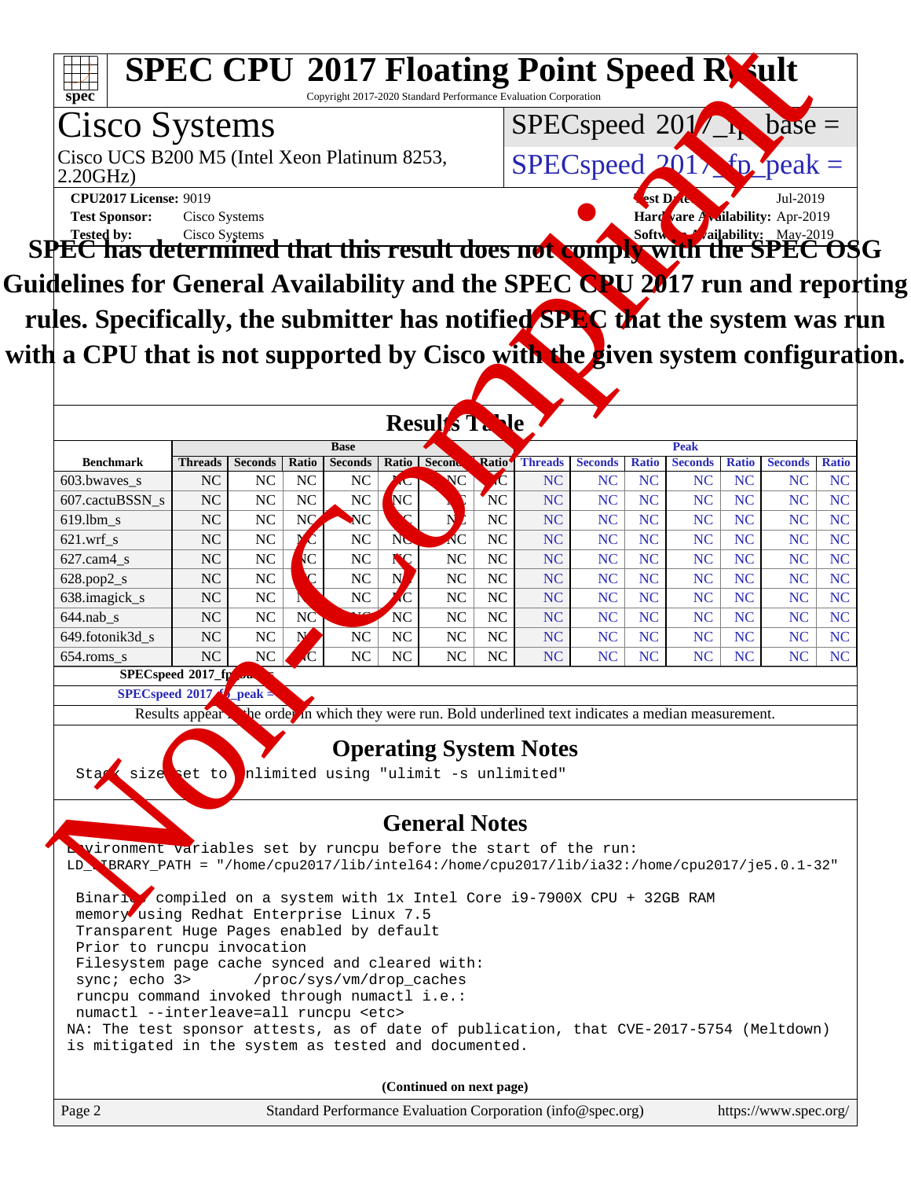# SPEC CPU 2017 Floating Point Speed Result

Copyright 2017-2020 Standard Performance Evaluation Corporation

## Cisco Systems

Cisco UCS B200 M5 (Intel Xeon Platinum 8253, 2.20GHz)

SPECspeed 2017_fp_base =

SPECspeed 2017_fp_peak =

**CPU2017 License:** 9019
**Test Sponsor:** Cisco Systems
**Tested by:** Cisco Systems

**Test Date:** Jul-2019
**Hardware Availability:** Apr-2019
**Software Availability:** May-2019

**SPEC has determined that this result does not comply with the SPEC OSG Guidelines for General Availability and the SPEC CPU 2017 run and reporting rules. Specifically, the submitter has notified SPEC that the system was run with a CPU that is not supported by Cisco with the given system configuration.**

## Results Table

| Benchmark | Base | | | | | | | Peak | | | | | | |
|---|---|---|---|---|---|---|---|---|---|---|---|---|---|---|
| | Threads | Seconds | Ratio | Seconds | Ratio | Seconds | Ratio | Threads | Seconds | Ratio | Seconds | Ratio | Seconds | Ratio |
| 603.bwaves_s | NC | NC | NC | NC | NC | NC | NC | NC | NC | NC | NC | NC | NC | NC |
| 607.cactuBSSN_s | NC | NC | NC | NC | NC | NC | NC | NC | NC | NC | NC | NC | NC | NC |
| 619.lbm_s | NC | NC | NC | NC | NC | NC | NC | NC | NC | NC | NC | NC | NC | NC |
| 621.wrf_s | NC | NC | NC | NC | NC | NC | NC | NC | NC | NC | NC | NC | NC | NC |
| 627.cam4_s | NC | NC | NC | NC | NC | NC | NC | NC | NC | NC | NC | NC | NC | NC |
| 628.pop2_s | NC | NC | NC | NC | NC | NC | NC | NC | NC | NC | NC | NC | NC | NC |
| 638.imagick_s | NC | NC | NC | NC | NC | NC | NC | NC | NC | NC | NC | NC | NC | NC |
| 644.nab_s | NC | NC | NC | NC | NC | NC | NC | NC | NC | NC | NC | NC | NC | NC |
| 649.fotonik3d_s | NC | NC | NC | NC | NC | NC | NC | NC | NC | NC | NC | NC | NC | NC |
| 654.roms_s | NC | NC | NC | NC | NC | NC | NC | NC | NC | NC | NC | NC | NC | NC |

SPECspeed 2017_fp_base =

SPECspeed 2017_fp_peak =

Results appear in the order in which they were run. Bold underlined text indicates a median measurement.

## Operating System Notes

```
Stack size set to unlimited using "ulimit -s unlimited"
```

## General Notes

```
Environment variables set by runcpu before the start of the run:
LD_LIBRARY_PATH = "/home/cpu2017/lib/intel64:/home/cpu2017/lib/ia32:/home/cpu2017/je5.0.1-32"

 Binaries compiled on a system with 1x Intel Core i9-7900X CPU + 32GB RAM
 memory using Redhat Enterprise Linux 7.5
 Transparent Huge Pages enabled by default
 Prior to runcpu invocation
 Filesystem page cache synced and cleared with:
 sync; echo 3>       /proc/sys/vm/drop_caches
 runcpu command invoked through numactl i.e.:
 numactl --interleave=all runcpu <etc>
NA: The test sponsor attests, as of date of publication, that CVE-2017-5754 (Meltdown)
is mitigated in the system as tested and documented.
```

**(Continued on next page)**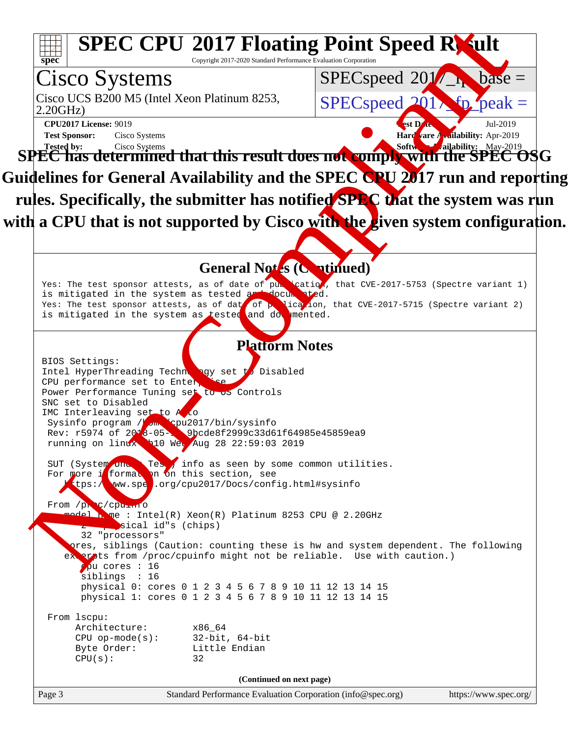# SPEC CPU 2017 Floating Point Speed Result

Copyright 2017-2020 Standard Performance Evaluation Corporation

## Cisco Systems

Cisco UCS B200 M5 (Intel Xeon Platinum 8253, 2.20GHz)

SPECspeed 2017_fp_base =

SPECspeed 2017_fp_peak =

**CPU2017 License:** 9019
**Test Sponsor:** Cisco Systems
**Tested by:** Cisco Systems

**Test Date:** Jul-2019
**Hardware Availability:** Apr-2019
**Software Availability:** May-2019

**SPEC has determined that this result does not comply with the SPEC OSG Guidelines for General Availability and the SPEC CPU 2017 run and reporting rules. Specifically, the submitter has notified SPEC that the system was run with a CPU that is not supported by Cisco with the given system configuration.**

### General Notes (Continued)

```
Yes: The test sponsor attests, as of date of publication, that CVE-2017-5753 (Spectre variant 1)
is mitigated in the system as tested and documented.
Yes: The test sponsor attests, as of date of publication, that CVE-2017-5715 (Spectre variant 2)
is mitigated in the system as tested and documented.
```

### Platform Notes

```
BIOS Settings:
Intel HyperThreading Technology set to Disabled
CPU performance set to Enterprise
Power Performance Tuning set to OS Controls
SNC set to Disabled
IMC Interleaving set to Auto
 Sysinfo program /home/cpu2017/bin/sysinfo
 Rev: r5974 of 2018-05-19 9bcde8f2999c33d61f64985e45859ea9
 running on linux-5b10 Wed Aug 28 22:59:03 2019

 SUT (System Under Test) info as seen by some common utilities.
 For more information on this section, see
    https://www.spec.org/cpu2017/Docs/config.html#sysinfo

 From /proc/cpuinfo
    model name : Intel(R) Xeon(R) Platinum 8253 CPU @ 2.20GHz
       2 "physical id"s (chips)
       32 "processors"
    cores, siblings (Caution: counting these is hw and system dependent. The following
    excerpts from /proc/cpuinfo might not be reliable.  Use with caution.)
       cpu cores : 16
       siblings  : 16
       physical 0: cores 0 1 2 3 4 5 6 7 8 9 10 11 12 13 14 15
       physical 1: cores 0 1 2 3 4 5 6 7 8 9 10 11 12 13 14 15

 From lscpu:
      Architecture:        x86_64
      CPU op-mode(s):      32-bit, 64-bit
      Byte Order:          Little Endian
      CPU(s):              32
```

(Continued on next page)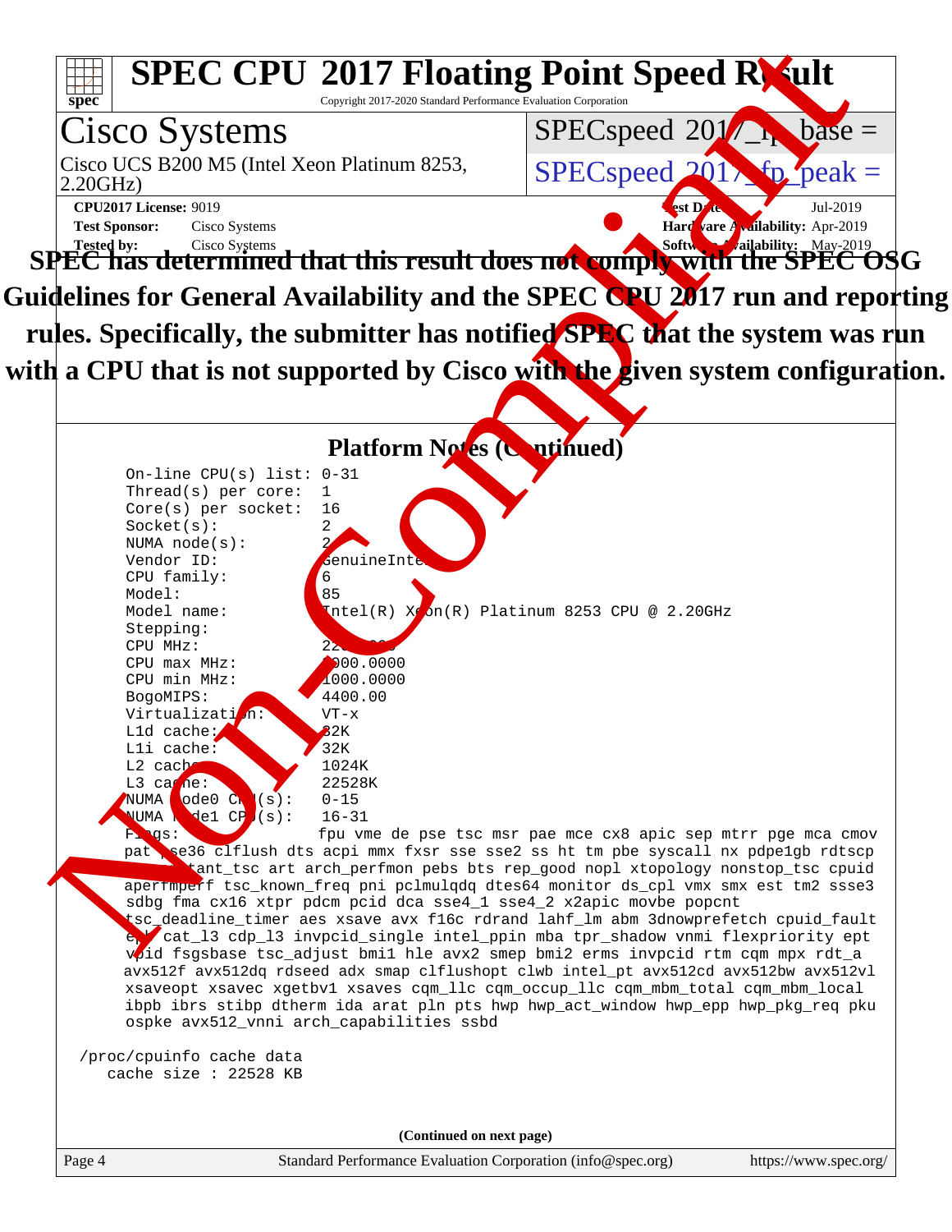# SPEC CPU 2017 Floating Point Speed Result

Copyright 2017-2020 Standard Performance Evaluation Corporation

## Cisco Systems

Cisco UCS B200 M5 (Intel Xeon Platinum 8253, 2.20GHz)

SPECspeed 2017_fp_base =

SPECspeed 2017_fp_peak =

**CPU2017 License:** 9019
**Test Sponsor:** Cisco Systems
**Tested by:** Cisco Systems

**Test Date:** Jul-2019
**Hardware Availability:** Apr-2019
**Software Availability:** May-2019

**SPEC has determined that this result does not comply with the SPEC OSG Guidelines for General Availability and the SPEC CPU 2017 run and reporting rules. Specifically, the submitter has notified SPEC that the system was run with a CPU that is not supported by Cisco with the given system configuration.**

### Platform Notes (Continued)

```
On-line CPU(s) list: 0-31
Thread(s) per core:  1
Core(s) per socket:  16
Socket(s):           2
NUMA node(s):        2
Vendor ID:           GenuineIntel
CPU family:          6
Model:               85
Model name:          Intel(R) Xeon(R) Platinum 8253 CPU @ 2.20GHz
Stepping:            
CPU MHz:             2200.000
CPU max MHz:         3000.0000
CPU min MHz:         1000.0000
BogoMIPS:            4400.00
Virtualization:      VT-x
L1d cache:           32K
L1i cache:           32K
L2 cache:            1024K
L3 cache:            22528K
NUMA node0 CPU(s):   0-15
NUMA node1 CPU(s):   16-31
Flags:               fpu vme de pse tsc msr pae mce cx8 apic sep mtrr pge mca cmov
pat pse36 clflush dts acpi mmx fxsr sse sse2 ss ht tm pbe syscall nx pdpe1gb rdtscp
lm constant_tsc art arch_perfmon pebs bts rep_good nopl xtopology nonstop_tsc cpuid
aperfmperf tsc_known_freq pni pclmulqdq dtes64 monitor ds_cpl vmx smx est tm2 ssse3
sdbg fma cx16 xtpr pdcm pcid dca sse4_1 sse4_2 x2apic movbe popcnt
tsc_deadline_timer aes xsave avx f16c rdrand lahf_lm abm 3dnowprefetch cpuid_fault
epb cat_l3 cdp_l3 invpcid_single intel_ppin mba tpr_shadow vnmi flexpriority ept
vpid fsgsbase tsc_adjust bmi1 hle avx2 smep bmi2 erms invpcid rtm cqm mpx rdt_a
avx512f avx512dq rdseed adx smap clflushopt clwb intel_pt avx512cd avx512bw avx512vl
xsaveopt xsavec xgetbv1 xsaves cqm_llc cqm_occup_llc cqm_mbm_total cqm_mbm_local
ibpb ibrs stibp dtherm ida arat pln pts hwp hwp_act_window hwp_epp hwp_pkg_req pku
ospke avx512_vnni arch_capabilities ssbd

/proc/cpuinfo cache data
   cache size : 22528 KB
```

(Continued on next page)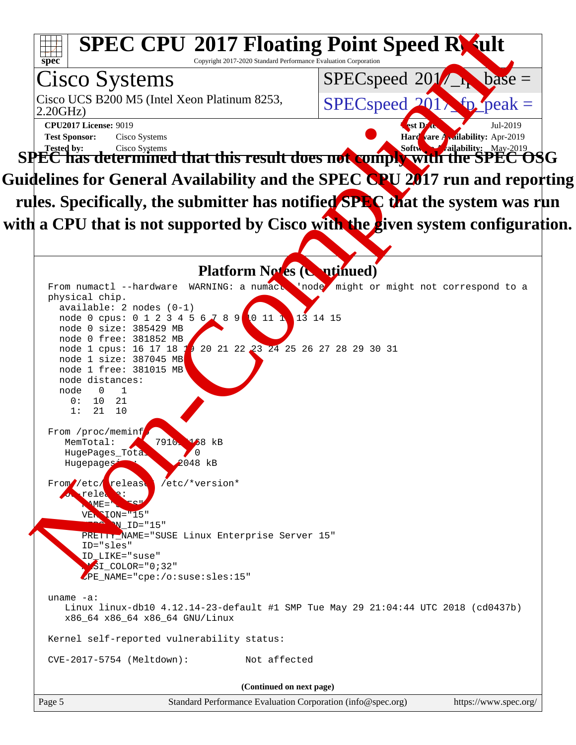# SPEC CPU 2017 Floating Point Speed Result

Copyright 2017-2020 Standard Performance Evaluation Corporation

## Cisco Systems

Cisco UCS B200 M5 (Intel Xeon Platinum 8253, 2.20GHz)

SPECspeed 2017_fp_base =

SPECspeed 2017_fp_peak =

**CPU2017 License:** 9019
**Test Sponsor:** Cisco Systems
**Tested by:** Cisco Systems

**Test Date:** Jul-2019
**Hardware Availability:** Apr-2019
**Software Availability:** May-2019

**SPEC has determined that this result does not comply with the SPEC OSG Guidelines for General Availability and the SPEC CPU 2017 run and reporting rules. Specifically, the submitter has notified SPEC that the system was run with a CPU that is not supported by Cisco with the given system configuration.**

### Platform Notes (Continued)

```
From numactl --hardware  WARNING: a numactl 'node' might or might not correspond to a
physical chip.
  available: 2 nodes (0-1)
  node 0 cpus: 0 1 2 3 4 5 6 7 8 9 10 11 12 13 14 15
  node 0 size: 385429 MB
  node 0 free: 381852 MB
  node 1 cpus: 16 17 18 19 20 21 22 23 24 25 26 27 28 29 30 31
  node 1 size: 387045 MB
  node 1 free: 381015 MB
  node distances:
  node   0   1
    0:  10  21
    1:  21  10

From /proc/meminfo
   MemTotal:       791014168 kB
   HugePages_Total:       0
   Hugepagesize:       2048 kB

From /etc/*release* /etc/*version*
   os-release:
      NAME="SLES"
      VERSION="15"
      VERSION_ID="15"
      PRETTY_NAME="SUSE Linux Enterprise Server 15"
      ID="sles"
      ID_LIKE="suse"
      ANSI_COLOR="0;32"
      CPE_NAME="cpe:/o:suse:sles:15"

uname -a:
   Linux linux-db10 4.12.14-23-default #1 SMP Tue May 29 21:04:44 UTC 2018 (cd0437b)
   x86_64 x86_64 x86_64 GNU/Linux

Kernel self-reported vulnerability status:

CVE-2017-5754 (Meltdown):          Not affected
```

(Continued on next page)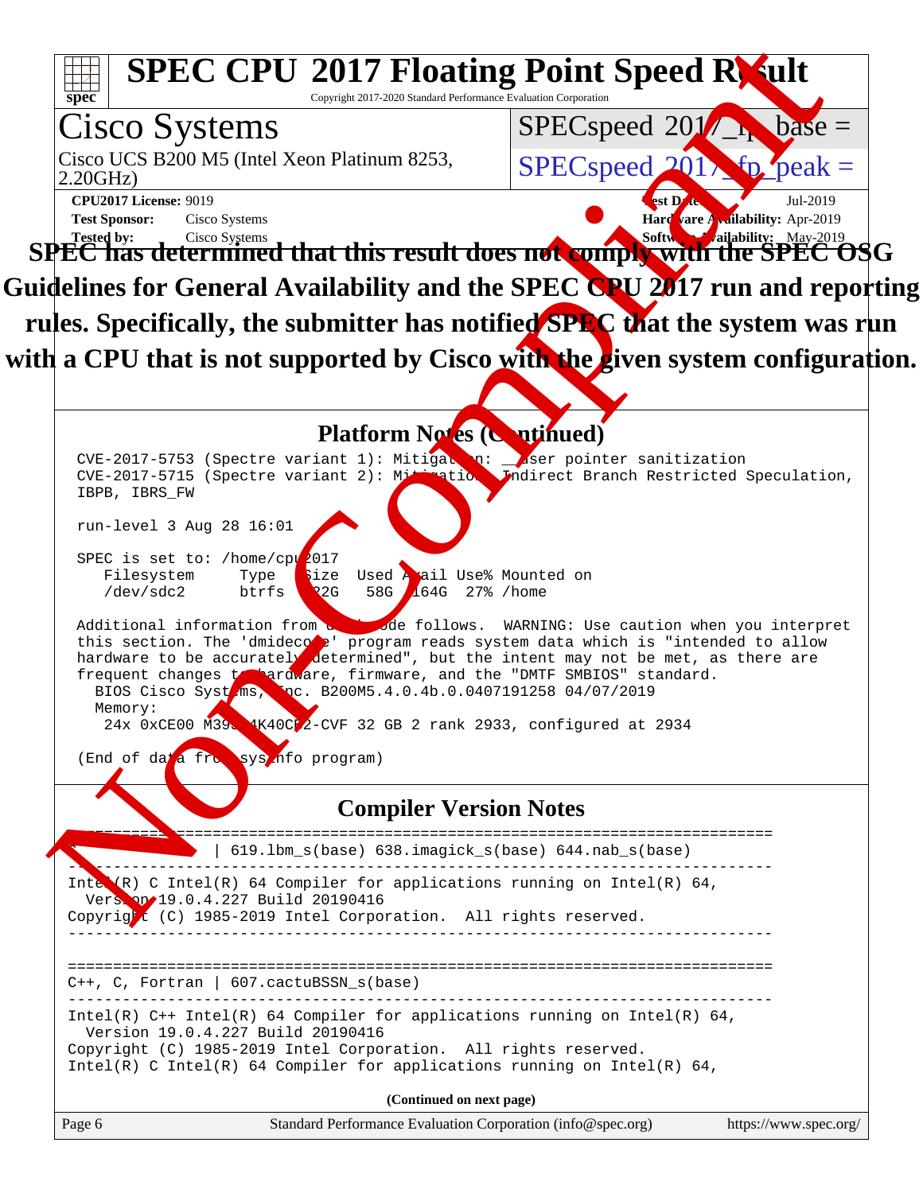# SPEC CPU 2017 Floating Point Speed Result

Copyright 2017-2020 Standard Performance Evaluation Corporation

**Cisco Systems**

Cisco UCS B200 M5 (Intel Xeon Platinum 8253, 2.20GHz)

SPECspeed 2017_fp_base =

SPECspeed 2017_fp_peak =

**CPU2017 License:** 9019
**Test Sponsor:** Cisco Systems
**Tested by:** Cisco Systems

**Test Date:** Jul-2019
**Hardware Availability:** Apr-2019
**Software Availability:** May-2019

**SPEC has determined that this result does not comply with the SPEC OSG Guidelines for General Availability and the SPEC CPU 2017 run and reporting rules. Specifically, the submitter has notified SPEC that the system was run with a CPU that is not supported by Cisco with the given system configuration.**

## Platform Notes (Continued)

```
CVE-2017-5753 (Spectre variant 1): Mitigation: __user pointer sanitization
CVE-2017-5715 (Spectre variant 2): Mitigation: Indirect Branch Restricted Speculation,
IBPB, IBRS_FW

run-level 3 Aug 28 16:01

SPEC is set to: /home/cpu2017
   Filesystem     Type   Size  Used Avail Use% Mounted on
   /dev/sdc2      btrfs  222G   58G  164G  27% /home

Additional information from dmidecode follows.  WARNING: Use caution when you interpret
this section. The 'dmidecode' program reads system data which is "intended to allow
hardware to be accurately determined", but the intent may not be met, as there are
frequent changes to hardware, firmware, and the "DMTF SMBIOS" standard.
  BIOS Cisco Systems, Inc. B200M5.4.0.4b.0.0407191258 04/07/2019
  Memory:
   24x 0xCE00 M393A4K40CB2-CVF 32 GB 2 rank 2933, configured at 2934

(End of data from sysinfo program)
```

## Compiler Version Notes

```
==============================================================================
C                | 619.lbm_s(base) 638.imagick_s(base) 644.nab_s(base)
------------------------------------------------------------------------------
Intel(R) C Intel(R) 64 Compiler for applications running on Intel(R) 64,
  Version 19.0.4.227 Build 20190416
Copyright (C) 1985-2019 Intel Corporation.  All rights reserved.
------------------------------------------------------------------------------

==============================================================================
C++, C, Fortran | 607.cactuBSSN_s(base)
------------------------------------------------------------------------------
Intel(R) C++ Intel(R) 64 Compiler for applications running on Intel(R) 64,
  Version 19.0.4.227 Build 20190416
Copyright (C) 1985-2019 Intel Corporation.  All rights reserved.
Intel(R) C Intel(R) 64 Compiler for applications running on Intel(R) 64,
```

**(Continued on next page)**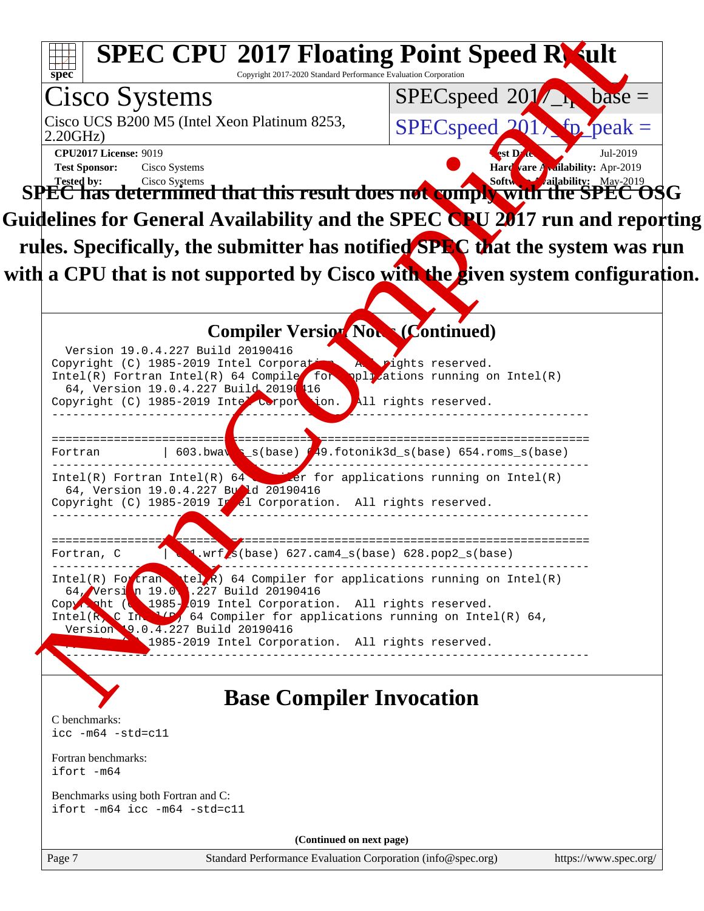# SPEC CPU 2017 Floating Point Speed Result

Copyright 2017-2020 Standard Performance Evaluation Corporation

## Cisco Systems

Cisco UCS B200 M5 (Intel Xeon Platinum 8253, 2.20GHz)

SPECspeed 2017_fp_base =

SPECspeed 2017_fp_peak =

**CPU2017 License:** 9019
**Test Sponsor:** Cisco Systems
**Tested by:** Cisco Systems

**Test Date:** Jul-2019
**Hardware Availability:** Apr-2019
**Software Availability:** May-2019

**SPEC has determined that this result does not comply with the SPEC OSG Guidelines for General Availability and the SPEC CPU 2017 run and reporting rules. Specifically, the submitter has notified SPEC that the system was run with a CPU that is not supported by Cisco with the given system configuration.**

## Compiler Version Notes (Continued)

```
  Version 19.0.4.227 Build 20190416
Copyright (C) 1985-2019 Intel Corporation.  All rights reserved.
Intel(R) Fortran Intel(R) 64 Compiler for applications running on Intel(R)
  64, Version 19.0.4.227 Build 20190416
Copyright (C) 1985-2019 Intel Corporation.  All rights reserved.
------------------------------------------------------------------------------

==============================================================================
Fortran         | 603.bwaves_s(base) 649.fotonik3d_s(base) 654.roms_s(base)
------------------------------------------------------------------------------
Intel(R) Fortran Intel(R) 64 Compiler for applications running on Intel(R)
  64, Version 19.0.4.227 Build 20190416
Copyright (C) 1985-2019 Intel Corporation.  All rights reserved.
------------------------------------------------------------------------------

==============================================================================
Fortran, C      | 621.wrf_s(base) 627.cam4_s(base) 628.pop2_s(base)
------------------------------------------------------------------------------
Intel(R) Fortran Intel(R) 64 Compiler for applications running on Intel(R)
  64, Version 19.0.4.227 Build 20190416
Copyright (C) 1985-2019 Intel Corporation.  All rights reserved.
Intel(R) C Intel(R) 64 Compiler for applications running on Intel(R) 64,
  Version 19.0.4.227 Build 20190416
Copyright (C) 1985-2019 Intel Corporation.  All rights reserved.
------------------------------------------------------------------------------
```

## Base Compiler Invocation

C benchmarks:
`icc -m64 -std=c11`

Fortran benchmarks:
`ifort -m64`

Benchmarks using both Fortran and C:
`ifort -m64 icc -m64 -std=c11`

**(Continued on next page)**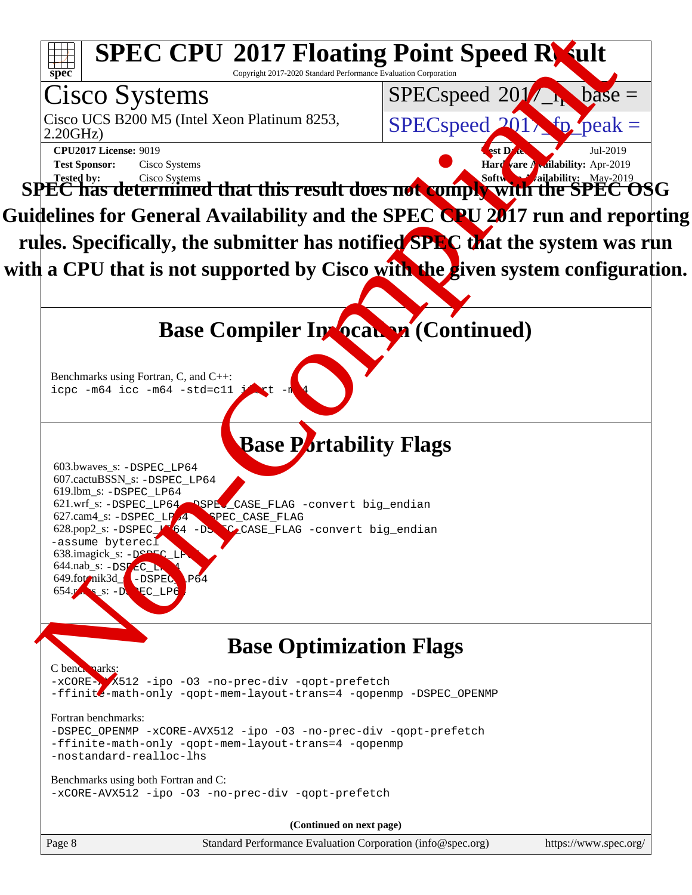# SPEC CPU 2017 Floating Point Speed Result

Copyright 2017-2020 Standard Performance Evaluation Corporation

## Cisco Systems

Cisco UCS B200 M5 (Intel Xeon Platinum 8253, 2.20GHz)

SPECspeed 2017_fp_base =

SPECspeed 2017_fp_peak =

**CPU2017 License:** 9019
**Test Sponsor:** Cisco Systems
**Tested by:** Cisco Systems

**Test Date:** Jul-2019
**Hardware Availability:** Apr-2019
**Software Availability:** May-2019

**SPEC has determined that this result does not comply with the SPEC OSG Guidelines for General Availability and the SPEC CPU 2017 run and reporting rules. Specifically, the submitter has notified SPEC that the system was run with a CPU that is not supported by Cisco with the given system configuration.**

## Base Compiler Invocation (Continued)

Benchmarks using Fortran, C, and C++:
```
icpc -m64 icc -m64 -std=c11 ifort -m64
```

## Base Portability Flags

603.bwaves_s: `-DSPEC_LP64`
607.cactuBSSN_s: `-DSPEC_LP64`
619.lbm_s: `-DSPEC_LP64`
621.wrf_s: `-DSPEC_LP64 -DSPEC_CASE_FLAG -convert big_endian`
627.cam4_s: `-DSPEC_LP64 -DSPEC_CASE_FLAG`
628.pop2_s: `-DSPEC_LP64 -DSPEC_CASE_FLAG -convert big_endian -assume byterecl`
638.imagick_s: `-DSPEC_LP64`
644.nab_s: `-DSPEC_LP64`
649.fotonik3d_s: `-DSPEC_LP64`
654.roms_s: `-DSPEC_LP64`

## Base Optimization Flags

C benchmarks:
```
-xCORE-AVX512 -ipo -O3 -no-prec-div -qopt-prefetch
-ffinite-math-only -qopt-mem-layout-trans=4 -qopenmp -DSPEC_OPENMP
```

Fortran benchmarks:
```
-DSPEC_OPENMP -xCORE-AVX512 -ipo -O3 -no-prec-div -qopt-prefetch
-ffinite-math-only -qopt-mem-layout-trans=4 -qopenmp
-nostandard-realloc-lhs
```

Benchmarks using both Fortran and C:
```
-xCORE-AVX512 -ipo -O3 -no-prec-div -qopt-prefetch
```

**(Continued on next page)**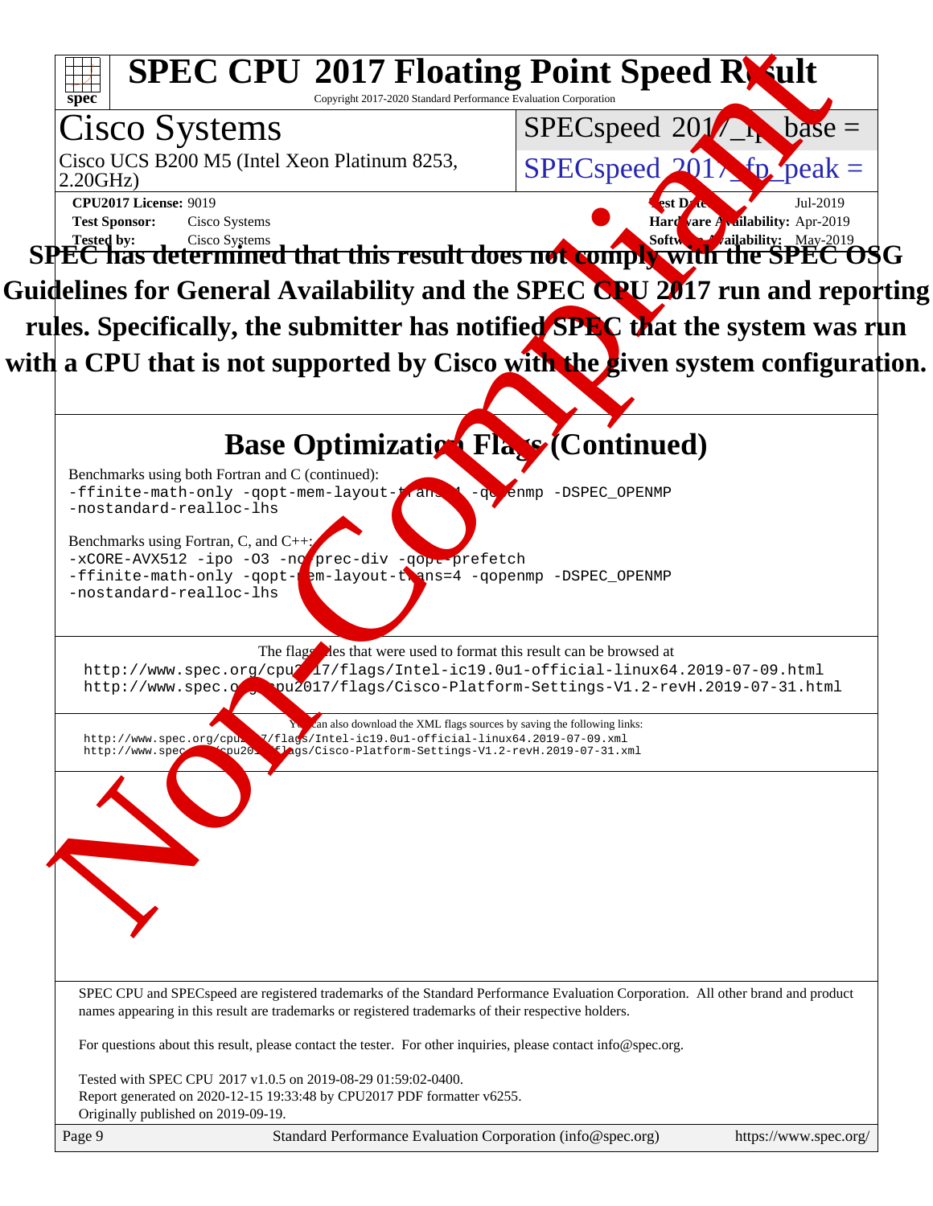# SPEC CPU 2017 Floating Point Speed Result

Copyright 2017-2020 Standard Performance Evaluation Corporation

## Cisco Systems

Cisco UCS B200 M5 (Intel Xeon Platinum 8253, 2.20GHz)

SPECspeed 2017_fp_base =

SPECspeed 2017_fp_peak =

**CPU2017 License:** 9019
**Test Sponsor:** Cisco Systems
**Tested by:** Cisco Systems

**Test Date:** Jul-2019
**Hardware Availability:** Apr-2019
**Software Availability:** May-2019

**SPEC has determined that this result does not comply with the SPEC OSG Guidelines for General Availability and the SPEC CPU 2017 run and reporting rules. Specifically, the submitter has notified SPEC that the system was run with a CPU that is not supported by Cisco with the given system configuration.**

## Base Optimization Flags (Continued)

Benchmarks using both Fortran and C (continued):

```
-ffinite-math-only -qopt-mem-layout-trans=4 -qopenmp -DSPEC_OPENMP
-nostandard-realloc-lhs
```

Benchmarks using Fortran, C, and C++:

```
-xCORE-AVX512 -ipo -O3 -no-prec-div -qopt-prefetch
-ffinite-math-only -qopt-mem-layout-trans=4 -qopenmp -DSPEC_OPENMP
-nostandard-realloc-lhs
```

The flags files that were used to format this result can be browsed at

http://www.spec.org/cpu2017/flags/Intel-ic19.0u1-official-linux64.2019-07-09.html
http://www.spec.org/cpu2017/flags/Cisco-Platform-Settings-V1.2-revH.2019-07-31.html

You can also download the XML flags sources by saving the following links:

http://www.spec.org/cpu2017/flags/Intel-ic19.0u1-official-linux64.2019-07-09.xml
http://www.spec.org/cpu2017/flags/Cisco-Platform-Settings-V1.2-revH.2019-07-31.xml

SPEC CPU and SPECspeed are registered trademarks of the Standard Performance Evaluation Corporation. All other brand and product names appearing in this result are trademarks or registered trademarks of their respective holders.

For questions about this result, please contact the tester. For other inquiries, please contact info@spec.org.

Tested with SPEC CPU 2017 v1.0.5 on 2019-08-29 01:59:02-0400.
Report generated on 2020-12-15 19:33:48 by CPU2017 PDF formatter v6255.
Originally published on 2019-09-19.